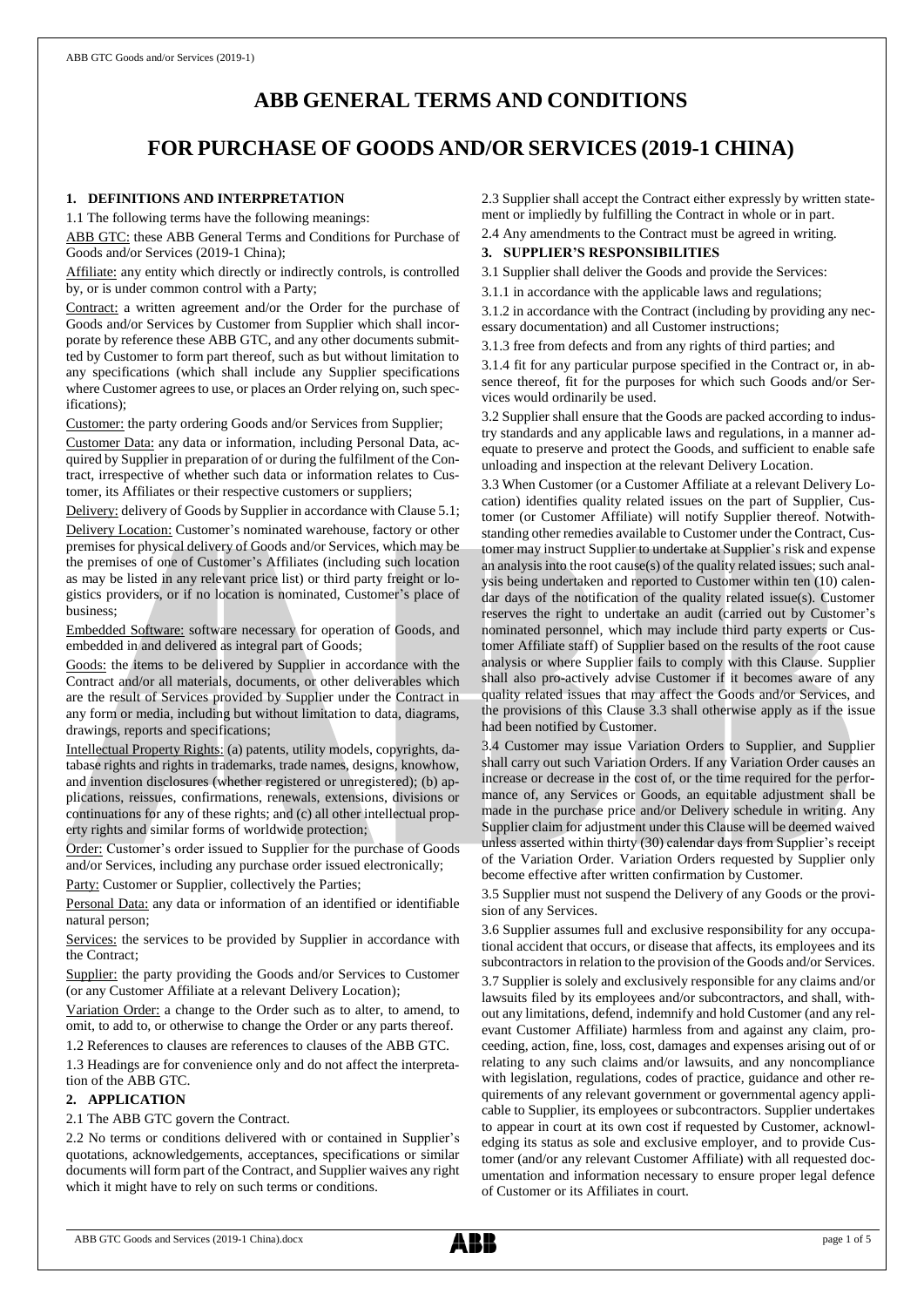# ABB GENERAL TERMS AND CONDITIONS

# FOR PURCHASE OF GOODS AND/OR SERVICES (2019-1 CHINA)

## 1. DEFINITIONS AND INTERPRETATION

1.1 The following terms have the following meanings:

ABB GTC: these ABB General Terms and Conditions for Purchase of Goods and/or Services (2019-1 China);

Affiliate: any entity which directly or indirectly controls, is controlled by, or is under common control with a Party;

Contract: a written agreement and/or the Order for the purchase of Goods and/or Services by Customer from Supplier which shall incorporate by reference these ABB GTC, and any other documents submitted by Customer to form part thereof, such as but without limitation to any specifications (which shall include any Supplier specifications where Customer agrees to use, or places an Order relying on, such specifications);

Customer: the party ordering Goods and/or Services from Supplier;

Customer Data: any data or information, including Personal Data, acquired by Supplier in preparation of or during the fulfilment of the Contract, irrespective of whether such data or information relates to Customer, its Affiliates or their respective customers or suppliers;

Delivery: delivery of Goods by Supplier in accordance with Clause 5.1;

Delivery Location: Customer's nominated warehouse, factory or other premises for physical delivery of Goods and/or Services, which may be the premises of one of Customer's Affiliates (including such location as may be listed in any relevant price list) or third party freight or logistics providers, or if no location is nominated, Customer's place of business;

Embedded Software: software necessary for operation of Goods, and embedded in and delivered as integral part of Goods;

Goods: the items to be delivered by Supplier in accordance with the Contract and/or all materials, documents, or other deliverables which are the result of Services provided by Supplier under the Contract in any form or media, including but without limitation to data, diagrams, drawings, reports and specifications;

Intellectual Property Rights: (a) patents, utility models, copyrights, database rights and rights in trademarks, trade names, designs, knowhow, and invention disclosures (whether registered or unregistered); (b) applications, reissues, confirmations, renewals, extensions, divisions or continuations for any of these rights; and (c) all other intellectual property rights and similar forms of worldwide protection;

Order: Customer's order issued to Supplier for the purchase of Goods and/or Services, including any purchase order issued electronically;

Party: Customer or Supplier, collectively the Parties;

Personal Data: any data or information of an identified or identifiable natural person;

Services: the services to be provided by Supplier in accordance with the Contract;

Supplier: the party providing the Goods and/or Services to Customer (or any Customer Affiliate at a relevant Delivery Location);

Variation Order: a change to the Order such as to alter, to amend, to omit, to add to, or otherwise to change the Order or any parts thereof.

1.2 References to clauses are references to clauses of the ABB GTC.

1.3 Headings are for convenience only and do not affect the interpretation of the ABB GTC.

## 2. APPLICATION

2.1 The ABB GTC govern the Contract.

2.2 No terms or conditions delivered with or contained in Supplier's quotations, acknowledgements, acceptances, specifications or similar documents will form part of the Contract, and Supplier waives any right which it might have to rely on such terms or conditions.

2.3 Supplier shall accept the Contract either expressly by written statement or impliedly by fulfilling the Contract in whole or in part.

2.4 Any amendments to the Contract must be agreed in writing.

## 3. SUPPLIER'S RESPONSIBILITIES

3.1 Supplier shall deliver the Goods and provide the Services:

3.1.1 in accordance with the applicable laws and regulations;

3.1.2 in accordance with the Contract (including by providing any necessary documentation) and all Customer instructions;

3.1.3 free from defects and from any rights of third parties; and

3.1.4 fit for any particular purpose specified in the Contract or, in absence thereof, fit for the purposes for which such Goods and/or Services would ordinarily be used.

3.2 Supplier shall ensure that the Goods are packed according to industry standards and any applicable laws and regulations, in a manner adequate to preserve and protect the Goods, and sufficient to enable safe unloading and inspection at the relevant Delivery Location.

3.3 When Customer (or a Customer Affiliate at a relevant Delivery Location) identifies quality related issues on the part of Supplier, Customer (or Customer Affiliate) will notify Supplier thereof. Notwithstanding other remedies available to Customer under the Contract, Customer may instruct Supplier to undertake at Supplier's risk and expense an analysis into the root cause(s) of the quality related issues; such analysis being undertaken and reported to Customer within ten (10) calendar days of the notification of the quality related issue(s). Customer reserves the right to undertake an audit (carried out by Customer's nominated personnel, which may include third party experts or Customer Affiliate staff) of Supplier based on the results of the root cause analysis or where Supplier fails to comply with this Clause. Supplier shall also pro-actively advise Customer if it becomes aware of any quality related issues that may affect the Goods and/or Services, and the provisions of this Clause 3.3 shall otherwise apply as if the issue had been notified by Customer.

3.4 Customer may issue Variation Orders to Supplier, and Supplier shall carry out such Variation Orders. If any Variation Order causes an increase or decrease in the cost of, or the time required for the performance of, any Services or Goods, an equitable adjustment shall be made in the purchase price and/or Delivery schedule in writing. Any Supplier claim for adjustment under this Clause will be deemed waived unless asserted within thirty (30) calendar days from Supplier's receipt of the Variation Order. Variation Orders requested by Supplier only become effective after written confirmation by Customer.

3.5 Supplier must not suspend the Delivery of any Goods or the provision of any Services.

3.6 Supplier assumes full and exclusive responsibility for any occupational accident that occurs, or disease that affects, its employees and its subcontractors in relation to the provision of the Goods and/or Services.

3.7 Supplier is solely and exclusively responsible for any claims and/or lawsuits filed by its employees and/or subcontractors, and shall, without any limitations, defend, indemnify and hold Customer (and any relevant Customer Affiliate) harmless from and against any claim, proceeding, action, fine, loss, cost, damages and expenses arising out of or relating to any such claims and/or lawsuits, and any noncompliance with legislation, regulations, codes of practice, guidance and other requirements of any relevant government or governmental agency applicable to Supplier, its employees or subcontractors. Supplier undertakes to appear in court at its own cost if requested by Customer, acknowledging its status as sole and exclusive employer, and to provide Customer (and/or any relevant Customer Affiliate) with all requested documentation and information necessary to ensure proper legal defence of Customer or its Affiliates in court.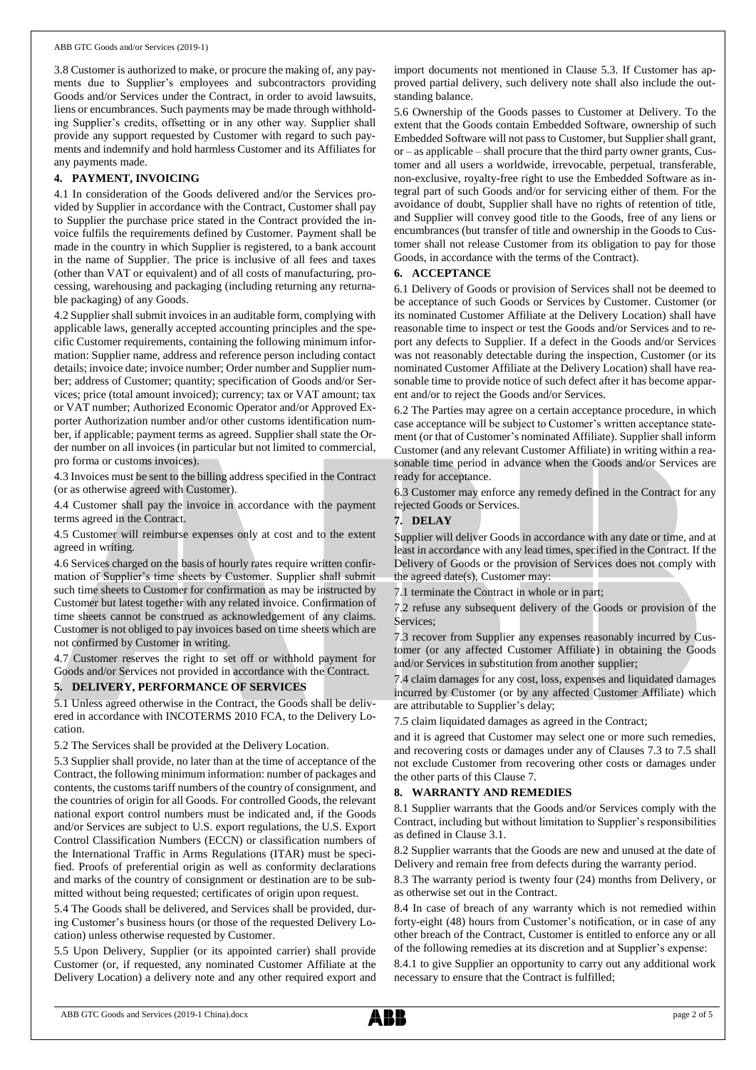3.8 Customer is authorized to make, or procure the making of, any payments due to Supplier's employees and subcontractors providing Goods and/or Services under the Contract, in order to avoid lawsuits, liens or encumbrances. Such payments may be made through withholding Supplier's credits, offsetting or in any other way. Supplier shall provide any support requested by Customer with regard to such payments and indemnify and hold harmless Customer and its Affiliates for any payments made.

## 4. PAYMENT, INVOICING

4.1 In consideration of the Goods delivered and/or the Services provided by Supplier in accordance with the Contract, Customer shall pay to Supplier the purchase price stated in the Contract provided the invoice fulfils the requirements defined by Customer. Payment shall be made in the country in which Supplier is registered, to a bank account in the name of Supplier. The price is inclusive of all fees and taxes (other than VAT or equivalent) and of all costs of manufacturing, processing, warehousing and packaging (including returning any returnable packaging) of any Goods.

4.2 Supplier shall submit invoices in an auditable form, complying with applicable laws, generally accepted accounting principles and the specific Customer requirements, containing the following minimum information: Supplier name, address and reference person including contact details; invoice date; invoice number; Order number and Supplier number; address of Customer; quantity; specification of Goods and/or Services; price (total amount invoiced); currency; tax or VAT amount; tax or VAT number; Authorized Economic Operator and/or Approved Exporter Authorization number and/or other customs identification number, if applicable; payment terms as agreed. Supplier shall state the Order number on all invoices (in particular but not limited to commercial, pro forma or customs invoices).

4.3 Invoices must be sent to the billing address specified in the Contract (or as otherwise agreed with Customer).

4.4 Customer shall pay the invoice in accordance with the payment terms agreed in the Contract.

4.5 Customer will reimburse expenses only at cost and to the extent agreed in writing.

4.6 Services charged on the basis of hourly rates require written confirmation of Supplier's time sheets by Customer. Supplier shall submit such time sheets to Customer for confirmation as may be instructed by Customer but latest together with any related invoice. Confirmation of time sheets cannot be construed as acknowledgement of any claims. Customer is not obliged to pay invoices based on time sheets which are not confirmed by Customer in writing.

4.7 Customer reserves the right to set off or withhold payment for Goods and/or Services not provided in accordance with the Contract.

## 5. DELIVERY, PERFORMANCE OF SERVICES

5.1 Unless agreed otherwise in the Contract, the Goods shall be delivered in accordance with INCOTERMS 2010 FCA, to the Delivery Location.

5.2 The Services shall be provided at the Delivery Location.

5.3 Supplier shall provide, no later than at the time of acceptance of the Contract, the following minimum information: number of packages and contents, the customs tariff numbers of the country of consignment, and the countries of origin for all Goods. For controlled Goods, the relevant national export control numbers must be indicated and, if the Goods and/or Services are subject to U.S. export regulations, the U.S. Export Control Classification Numbers (ECCN) or classification numbers of the International Traffic in Arms Regulations (ITAR) must be specified. Proofs of preferential origin as well as conformity declarations and marks of the country of consignment or destination are to be submitted without being requested; certificates of origin upon request.

5.4 The Goods shall be delivered, and Services shall be provided, during Customer's business hours (or those of the requested Delivery Location) unless otherwise requested by Customer.

5.5 Upon Delivery, Supplier (or its appointed carrier) shall provide Customer (or, if requested, any nominated Customer Affiliate at the Delivery Location) a delivery note and any other required export and import documents not mentioned in Clause 5.3. If Customer has approved partial delivery, such delivery note shall also include the outstanding balance.

5.6 Ownership of the Goods passes to Customer at Delivery. To the extent that the Goods contain Embedded Software, ownership of such Embedded Software will not pass to Customer, but Supplier shall grant, or – as applicable – shall procure that the third party owner grants, Customer and all users a worldwide, irrevocable, perpetual, transferable, non-exclusive, royalty-free right to use the Embedded Software as integral part of such Goods and/or for servicing either of them. For the avoidance of doubt, Supplier shall have no rights of retention of title, and Supplier will convey good title to the Goods, free of any liens or encumbrances (but transfer of title and ownership in the Goods to Customer shall not release Customer from its obligation to pay for those Goods, in accordance with the terms of the Contract).

## 6. ACCEPTANCE

6.1 Delivery of Goods or provision of Services shall not be deemed to be acceptance of such Goods or Services by Customer. Customer (or its nominated Customer Affiliate at the Delivery Location) shall have reasonable time to inspect or test the Goods and/or Services and to report any defects to Supplier. If a defect in the Goods and/or Services was not reasonably detectable during the inspection, Customer (or its nominated Customer Affiliate at the Delivery Location) shall have reasonable time to provide notice of such defect after it has become apparent and/or to reject the Goods and/or Services.

6.2 The Parties may agree on a certain acceptance procedure, in which case acceptance will be subject to Customer's written acceptance statement (or that of Customer's nominated Affiliate). Supplier shall inform Customer (and any relevant Customer Affiliate) in writing within a reasonable time period in advance when the Goods and/or Services are ready for acceptance.

6.3 Customer may enforce any remedy defined in the Contract for any rejected Goods or Services.

## 7. DELAY

Supplier will deliver Goods in accordance with any date or time, and at least in accordance with any lead times, specified in the Contract. If the Delivery of Goods or the provision of Services does not comply with the agreed date(s), Customer may:

7.1 terminate the Contract in whole or in part;

7.2 refuse any subsequent delivery of the Goods or provision of the Services;

7.3 recover from Supplier any expenses reasonably incurred by Customer (or any affected Customer Affiliate) in obtaining the Goods and/or Services in substitution from another supplier;

7.4 claim damages for any cost, loss, expenses and liquidated damages incurred by Customer (or by any affected Customer Affiliate) which are attributable to Supplier's delay;

7.5 claim liquidated damages as agreed in the Contract;

and it is agreed that Customer may select one or more such remedies, and recovering costs or damages under any of Clauses 7.3 to 7.5 shall not exclude Customer from recovering other costs or damages under the other parts of this Clause 7.

## 8. WARRANTY AND REMEDIES

8.1 Supplier warrants that the Goods and/or Services comply with the Contract, including but without limitation to Supplier's responsibilities as defined in Clause 3.1.

8.2 Supplier warrants that the Goods are new and unused at the date of Delivery and remain free from defects during the warranty period.

8.3 The warranty period is twenty four (24) months from Delivery, or as otherwise set out in the Contract.

8.4 In case of breach of any warranty which is not remedied within forty-eight (48) hours from Customer's notification, or in case of any other breach of the Contract, Customer is entitled to enforce any or all of the following remedies at its discretion and at Supplier's expense:

8.4.1 to give Supplier an opportunity to carry out any additional work necessary to ensure that the Contract is fulfilled;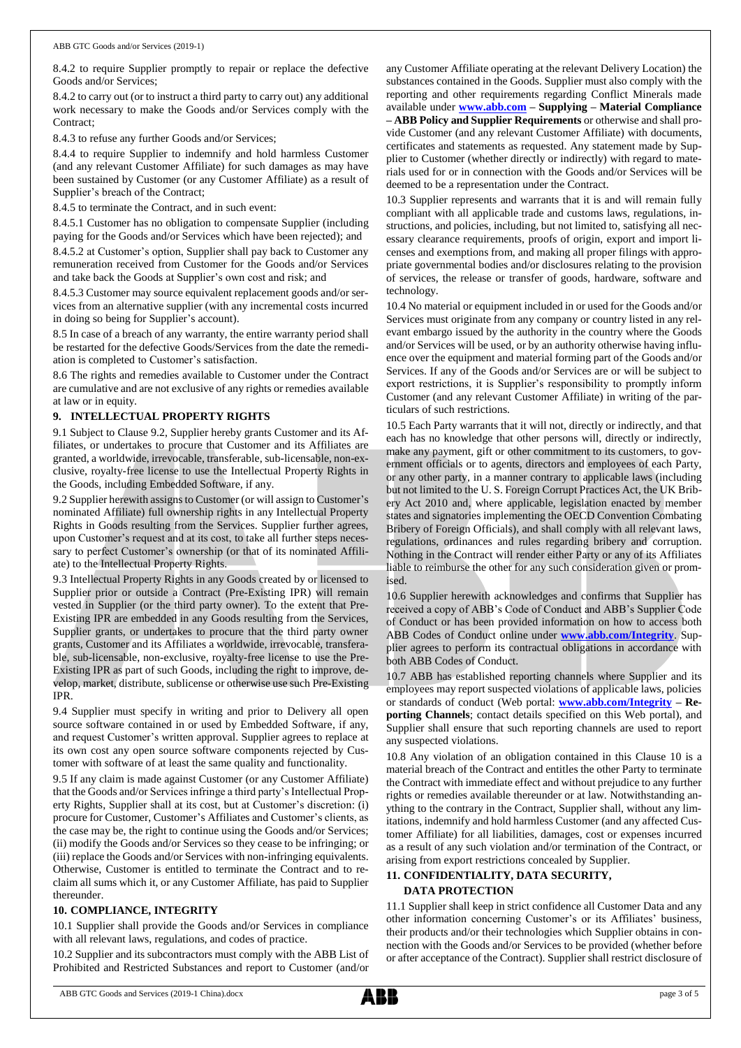8.4.2 to require Supplier promptly to repair or replace the defective Goods and/or Services;

8.4.2 to carry out (or to instruct a third party to carry out) any additional work necessary to make the Goods and/or Services comply with the Contract;

8.4.3 to refuse any further Goods and/or Services;

8.4.4 to require Supplier to indemnify and hold harmless Customer (and any relevant Customer Affiliate) for such damages as may have been sustained by Customer (or any Customer Affiliate) as a result of Supplier's breach of the Contract;

8.4.5 to terminate the Contract, and in such event:

8.4.5.1 Customer has no obligation to compensate Supplier (including paying for the Goods and/or Services which have been rejected); and

8.4.5.2 at Customer's option, Supplier shall pay back to Customer any remuneration received from Customer for the Goods and/or Services and take back the Goods at Supplier's own cost and risk; and

8.4.5.3 Customer may source equivalent replacement goods and/or services from an alternative supplier (with any incremental costs incurred in doing so being for Supplier's account).

8.5 In case of a breach of any warranty, the entire warranty period shall be restarted for the defective Goods/Services from the date the remediation is completed to Customer's satisfaction.

8.6 The rights and remedies available to Customer under the Contract are cumulative and are not exclusive of any rights or remedies available at law or in equity.

## 9. INTELLECTUAL PROPERTY RIGHTS

9.1 Subject to Clause 9.2, Supplier hereby grants Customer and its Affiliates, or undertakes to procure that Customer and its Affiliates are granted, a worldwide, irrevocable, transferable, sub-licensable, non-exclusive, royalty-free license to use the Intellectual Property Rights in the Goods, including Embedded Software, if any.

9.2 Supplier herewith assigns to Customer (or will assign to Customer's nominated Affiliate) full ownership rights in any Intellectual Property Rights in Goods resulting from the Services. Supplier further agrees, upon Customer's request and at its cost, to take all further steps necessary to perfect Customer's ownership (or that of its nominated Affiliate) to the Intellectual Property Rights.

9.3 Intellectual Property Rights in any Goods created by or licensed to Supplier prior or outside a Contract (Pre-Existing IPR) will remain vested in Supplier (or the third party owner). To the extent that Pre-Existing IPR are embedded in any Goods resulting from the Services, Supplier grants, or undertakes to procure that the third party owner grants, Customer and its Affiliates a worldwide, irrevocable, transferable, sub-licensable, non-exclusive, royalty-free license to use the Pre-Existing IPR as part of such Goods, including the right to improve, develop, market, distribute, sublicense or otherwise use such Pre-Existing IPR.

9.4 Supplier must specify in writing and prior to Delivery all open source software contained in or used by Embedded Software, if any, and request Customer's written approval. Supplier agrees to replace at its own cost any open source software components rejected by Customer with software of at least the same quality and functionality.

9.5 If any claim is made against Customer (or any Customer Affiliate) that the Goods and/or Services infringe a third party's Intellectual Property Rights, Supplier shall at its cost, but at Customer's discretion: (i) procure for Customer, Customer's Affiliates and Customer's clients, as the case may be, the right to continue using the Goods and/or Services; (ii) modify the Goods and/or Services so they cease to be infringing; or (iii) replace the Goods and/or Services with non-infringing equivalents. Otherwise, Customer is entitled to terminate the Contract and to reclaim all sums which it, or any Customer Affiliate, has paid to Supplier thereunder.

## 10. COMPLIANCE, INTEGRITY

10.1 Supplier shall provide the Goods and/or Services in compliance with all relevant laws, regulations, and codes of practice.

10.2 Supplier and its subcontractors must comply with the ABB List of Prohibited and Restricted Substances and report to Customer (and/or any Customer Affiliate operating at the relevant Delivery Location) the substances contained in the Goods. Supplier must also comply with the reporting and other requirements regarding Conflict Minerals made available under **www.abb.com – Supplying – Material Compliance – ABB Policy and Supplier Requirements** or otherwise and shall provide Customer (and any relevant Customer Affiliate) with documents, certificates and statements as requested. Any statement made by Supplier to Customer (whether directly or indirectly) with regard to materials used for or in connection with the Goods and/or Services will be deemed to be a representation under the Contract.

10.3 Supplier represents and warrants that it is and will remain fully compliant with all applicable trade and customs laws, regulations, instructions, and policies, including, but not limited to, satisfying all necessary clearance requirements, proofs of origin, export and import licenses and exemptions from, and making all proper filings with appropriate governmental bodies and/or disclosures relating to the provision of services, the release or transfer of goods, hardware, software and technology.

10.4 No material or equipment included in or used for the Goods and/or Services must originate from any company or country listed in any relevant embargo issued by the authority in the country where the Goods and/or Services will be used, or by an authority otherwise having influence over the equipment and material forming part of the Goods and/or Services. If any of the Goods and/or Services are or will be subject to export restrictions, it is Supplier's responsibility to promptly inform Customer (and any relevant Customer Affiliate) in writing of the particulars of such restrictions.

10.5 Each Party warrants that it will not, directly or indirectly, and that each has no knowledge that other persons will, directly or indirectly, make any payment, gift or other commitment to its customers, to government officials or to agents, directors and employees of each Party, or any other party, in a manner contrary to applicable laws (including but not limited to the U. S. Foreign Corrupt Practices Act, the UK Bribery Act 2010 and, where applicable, legislation enacted by member states and signatories implementing the OECD Convention Combating Bribery of Foreign Officials), and shall comply with all relevant laws, regulations, ordinances and rules regarding bribery and corruption. Nothing in the Contract will render either Party or any of its Affiliates liable to reimburse the other for any such consideration given or promised.

10.6 Supplier herewith acknowledges and confirms that Supplier has received a copy of ABB's Code of Conduct and ABB's Supplier Code of Conduct or has been provided information on how to access both ABB Codes of Conduct online under **www.abb.com/Integrity**. Supplier agrees to perform its contractual obligations in accordance with both ABB Codes of Conduct.

10.7 ABB has established reporting channels where Supplier and its employees may report suspected violations of applicable laws, policies or standards of conduct (Web portal: **www.abb.com/Integrity – Reporting Channels**; contact details specified on this Web portal), and Supplier shall ensure that such reporting channels are used to report any suspected violations.

10.8 Any violation of an obligation contained in this Clause 10 is a material breach of the Contract and entitles the other Party to terminate the Contract with immediate effect and without prejudice to any further rights or remedies available thereunder or at law. Notwithstanding anything to the contrary in the Contract, Supplier shall, without any limitations, indemnify and hold harmless Customer (and any affected Customer Affiliate) for all liabilities, damages, cost or expenses incurred as a result of any such violation and/or termination of the Contract, or arising from export restrictions concealed by Supplier.

## 11. CONFIDENTIALITY, DATA SECURITY, DATA PROTECTION

11.1 Supplier shall keep in strict confidence all Customer Data and any other information concerning Customer's or its Affiliates' business, their products and/or their technologies which Supplier obtains in connection with the Goods and/or Services to be provided (whether before or after acceptance of the Contract). Supplier shall restrict disclosure of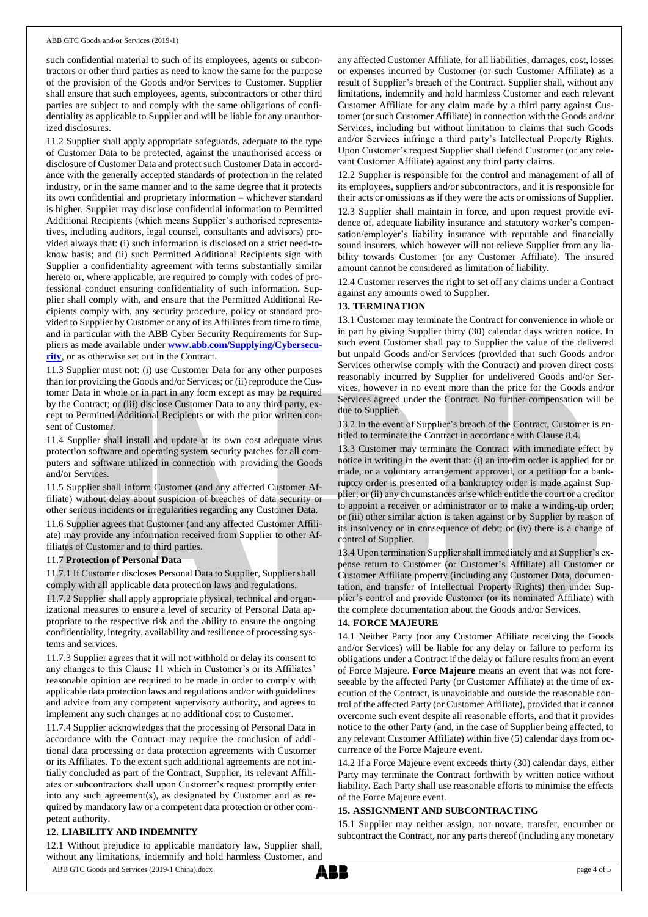such confidential material to such of its employees, agents or subcontractors or other third parties as need to know the same for the purpose of the provision of the Goods and/or Services to Customer. Supplier shall ensure that such employees, agents, subcontractors or other third parties are subject to and comply with the same obligations of confidentiality as applicable to Supplier and will be liable for any unauthorized disclosures.

11.2 Supplier shall apply appropriate safeguards, adequate to the type of Customer Data to be protected, against the unauthorised access or disclosure of Customer Data and protect such Customer Data in accordance with the generally accepted standards of protection in the related industry, or in the same manner and to the same degree that it protects its own confidential and proprietary information – whichever standard is higher. Supplier may disclose confidential information to Permitted Additional Recipients (which means Supplier's authorised representatives, including auditors, legal counsel, consultants and advisors) provided always that: (i) such information is disclosed on a strict need-to-know basis; and (ii) such Permitted Additional Recipients sign with Supplier a confidentiality agreement with terms substantially similar hereto or, where applicable, are required to comply with codes of professional conduct ensuring confidentiality of such information. Supplier shall comply with, and ensure that the Permitted Additional Recipients comply with, any security procedure, policy or standard provided to Supplier by Customer or any of its Affiliates from time to time, and in particular with the ABB Cyber Security Requirements for Suppliers as made available under **www.abb.com/Supplying/Cybersecurity**, or as otherwise set out in the Contract.

11.3 Supplier must not: (i) use Customer Data for any other purposes than for providing the Goods and/or Services; or (ii) reproduce the Customer Data in whole or in part in any form except as may be required by the Contract; or (iii) disclose Customer Data to any third party, except to Permitted Additional Recipients or with the prior written consent of Customer.

11.4 Supplier shall install and update at its own cost adequate virus protection software and operating system security patches for all computers and software utilized in connection with providing the Goods and/or Services.

11.5 Supplier shall inform Customer (and any affected Customer Affiliate) without delay about suspicion of breaches of data security or other serious incidents or irregularities regarding any Customer Data.

11.6 Supplier agrees that Customer (and any affected Customer Affiliate) may provide any information received from Supplier to other Affiliates of Customer and to third parties.

11.7 **Protection of Personal Data**

11.7.1 If Customer discloses Personal Data to Supplier, Supplier shall comply with all applicable data protection laws and regulations.

11.7.2 Supplier shall apply appropriate physical, technical and organizational measures to ensure a level of security of Personal Data appropriate to the respective risk and the ability to ensure the ongoing confidentiality, integrity, availability and resilience of processing systems and services.

11.7.3 Supplier agrees that it will not withhold or delay its consent to any changes to this Clause 11 which in Customer's or its Affiliates' reasonable opinion are required to be made in order to comply with applicable data protection laws and regulations and/or with guidelines and advice from any competent supervisory authority, and agrees to implement any such changes at no additional cost to Customer.

11.7.4 Supplier acknowledges that the processing of Personal Data in accordance with the Contract may require the conclusion of additional data processing or data protection agreements with Customer or its Affiliates. To the extent such additional agreements are not initially concluded as part of the Contract, Supplier, its relevant Affiliates or subcontractors shall upon Customer's request promptly enter into any such agreement(s), as designated by Customer and as required by mandatory law or a competent data protection or other competent authority.

## 12. LIABILITY AND INDEMNITY

12.1 Without prejudice to applicable mandatory law, Supplier shall, without any limitations, indemnify and hold harmless Customer, and any affected Customer Affiliate, for all liabilities, damages, cost, losses or expenses incurred by Customer (or such Customer Affiliate) as a result of Supplier's breach of the Contract. Supplier shall, without any limitations, indemnify and hold harmless Customer and each relevant Customer Affiliate for any claim made by a third party against Customer (or such Customer Affiliate) in connection with the Goods and/or Services, including but without limitation to claims that such Goods and/or Services infringe a third party's Intellectual Property Rights. Upon Customer's request Supplier shall defend Customer (or any relevant Customer Affiliate) against any third party claims.

12.2 Supplier is responsible for the control and management of all of its employees, suppliers and/or subcontractors, and it is responsible for their acts or omissions as if they were the acts or omissions of Supplier.

12.3 Supplier shall maintain in force, and upon request provide evidence of, adequate liability insurance and statutory worker's compensation/employer's liability insurance with reputable and financially sound insurers, which however will not relieve Supplier from any liability towards Customer (or any Customer Affiliate). The insured amount cannot be considered as limitation of liability.

12.4 Customer reserves the right to set off any claims under a Contract against any amounts owed to Supplier.

## 13. TERMINATION

13.1 Customer may terminate the Contract for convenience in whole or in part by giving Supplier thirty (30) calendar days written notice. In such event Customer shall pay to Supplier the value of the delivered but unpaid Goods and/or Services (provided that such Goods and/or Services otherwise comply with the Contract) and proven direct costs reasonably incurred by Supplier for undelivered Goods and/or Services, however in no event more than the price for the Goods and/or Services agreed under the Contract. No further compensation will be due to Supplier.

13.2 In the event of Supplier's breach of the Contract, Customer is entitled to terminate the Contract in accordance with Clause 8.4.

13.3 Customer may terminate the Contract with immediate effect by notice in writing in the event that: (i) an interim order is applied for or made, or a voluntary arrangement approved, or a petition for a bankruptcy order is presented or a bankruptcy order is made against Supplier; or (ii) any circumstances arise which entitle the court or a creditor to appoint a receiver or administrator or to make a winding-up order; or (iii) other similar action is taken against or by Supplier by reason of its insolvency or in consequence of debt; or (iv) there is a change of control of Supplier.

13.4 Upon termination Supplier shall immediately and at Supplier's expense return to Customer (or Customer's Affiliate) all Customer or Customer Affiliate property (including any Customer Data, documentation, and transfer of Intellectual Property Rights) then under Supplier's control and provide Customer (or its nominated Affiliate) with the complete documentation about the Goods and/or Services.

## 14. FORCE MAJEURE

14.1 Neither Party (nor any Customer Affiliate receiving the Goods and/or Services) will be liable for any delay or failure to perform its obligations under a Contract if the delay or failure results from an event of Force Majeure. **Force Majeure** means an event that was not foreseeable by the affected Party (or Customer Affiliate) at the time of execution of the Contract, is unavoidable and outside the reasonable control of the affected Party (or Customer Affiliate), provided that it cannot overcome such event despite all reasonable efforts, and that it provides notice to the other Party (and, in the case of Supplier being affected, to any relevant Customer Affiliate) within five (5) calendar days from occurrence of the Force Majeure event.

14.2 If a Force Majeure event exceeds thirty (30) calendar days, either Party may terminate the Contract forthwith by written notice without liability. Each Party shall use reasonable efforts to minimise the effects of the Force Majeure event.

## 15. ASSIGNMENT AND SUBCONTRACTING

15.1 Supplier may neither assign, nor novate, transfer, encumber or subcontract the Contract, nor any parts thereof (including any monetary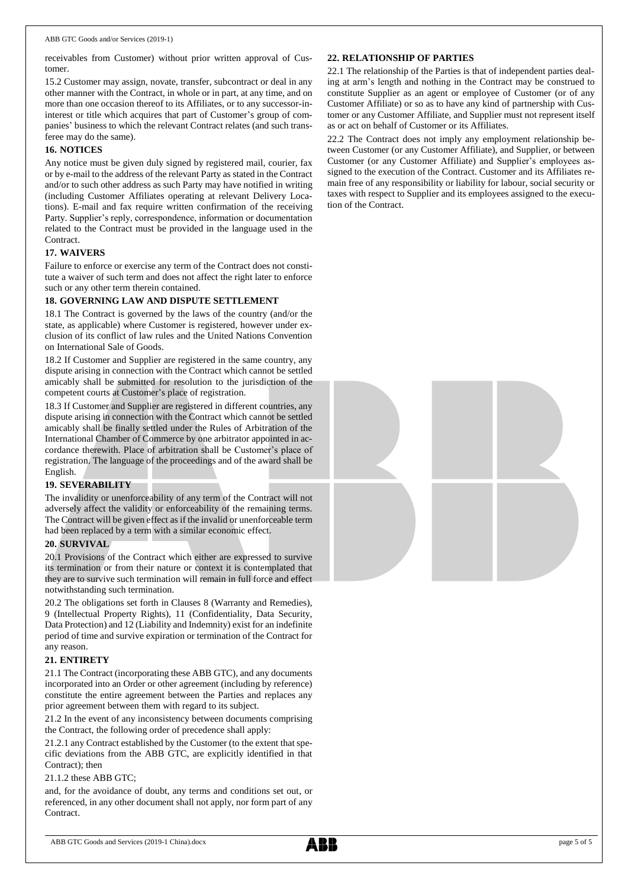receivables from Customer) without prior written approval of Customer.

15.2 Customer may assign, novate, transfer, subcontract or deal in any other manner with the Contract, in whole or in part, at any time, and on more than one occasion thereof to its Affiliates, or to any successor-in-interest or title which acquires that part of Customer's group of companies' business to which the relevant Contract relates (and such transferee may do the same).

## 16. NOTICES

Any notice must be given duly signed by registered mail, courier, fax or by e-mail to the address of the relevant Party as stated in the Contract and/or to such other address as such Party may have notified in writing (including Customer Affiliates operating at relevant Delivery Locations). E-mail and fax require written confirmation of the receiving Party. Supplier's reply, correspondence, information or documentation related to the Contract must be provided in the language used in the Contract.

## 17. WAIVERS

Failure to enforce or exercise any term of the Contract does not constitute a waiver of such term and does not affect the right later to enforce such or any other term therein contained.

## 18. GOVERNING LAW AND DISPUTE SETTLEMENT

18.1 The Contract is governed by the laws of the country (and/or the state, as applicable) where Customer is registered, however under exclusion of its conflict of law rules and the United Nations Convention on International Sale of Goods.

18.2 If Customer and Supplier are registered in the same country, any dispute arising in connection with the Contract which cannot be settled amicably shall be submitted for resolution to the jurisdiction of the competent courts at Customer's place of registration.

18.3 If Customer and Supplier are registered in different countries, any dispute arising in connection with the Contract which cannot be settled amicably shall be finally settled under the Rules of Arbitration of the International Chamber of Commerce by one arbitrator appointed in accordance therewith. Place of arbitration shall be Customer's place of registration. The language of the proceedings and of the award shall be English.

## 19. SEVERABILITY

The invalidity or unenforceability of any term of the Contract will not adversely affect the validity or enforceability of the remaining terms. The Contract will be given effect as if the invalid or unenforceable term had been replaced by a term with a similar economic effect.

## 20. SURVIVAL

20.1 Provisions of the Contract which either are expressed to survive its termination or from their nature or context it is contemplated that they are to survive such termination will remain in full force and effect notwithstanding such termination.

20.2 The obligations set forth in Clauses 8 (Warranty and Remedies), 9 (Intellectual Property Rights), 11 (Confidentiality, Data Security, Data Protection) and 12 (Liability and Indemnity) exist for an indefinite period of time and survive expiration or termination of the Contract for any reason.

## 21. ENTIRETY

21.1 The Contract (incorporating these ABB GTC), and any documents incorporated into an Order or other agreement (including by reference) constitute the entire agreement between the Parties and replaces any prior agreement between them with regard to its subject.

21.2 In the event of any inconsistency between documents comprising the Contract, the following order of precedence shall apply:

21.2.1 any Contract established by the Customer (to the extent that specific deviations from the ABB GTC, are explicitly identified in that Contract); then

21.1.2 these ABB GTC;

and, for the avoidance of doubt, any terms and conditions set out, or referenced, in any other document shall not apply, nor form part of any Contract.

## 22. RELATIONSHIP OF PARTIES

22.1 The relationship of the Parties is that of independent parties dealing at arm's length and nothing in the Contract may be construed to constitute Supplier as an agent or employee of Customer (or of any Customer Affiliate) or so as to have any kind of partnership with Customer or any Customer Affiliate, and Supplier must not represent itself as or act on behalf of Customer or its Affiliates.

22.2 The Contract does not imply any employment relationship between Customer (or any Customer Affiliate), and Supplier, or between Customer (or any Customer Affiliate) and Supplier's employees assigned to the execution of the Contract. Customer and its Affiliates remain free of any responsibility or liability for labour, social security or taxes with respect to Supplier and its employees assigned to the execution of the Contract.